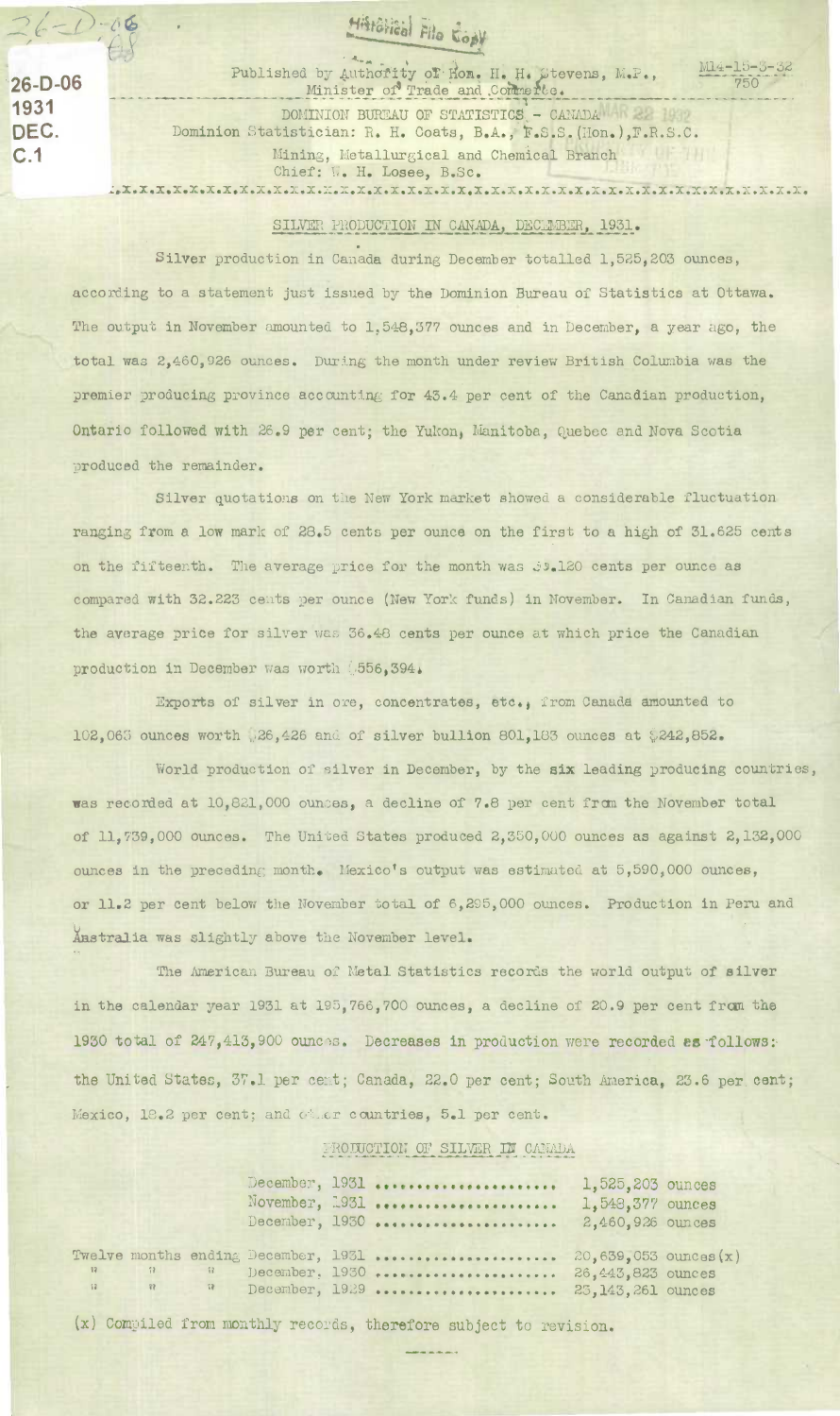26-D-06
1931
DEC.
C.1

Historical File Copy

Published by Authority of Hon. H. H. Stevens, M.P., Minister of Trade and Commerce.

M14-15-3-32
750

DOMINION BUREAU OF STATISTICS - CANADA

Dominion Statistician: R. H. Coats, B.A., F.S.S.(Hon.),F.R.S.C.

Mining, Metallurgical and Chemical Branch

Chief: W. H. Losee, B.Sc.

## SILVER PRODUCTION IN CANADA, DECEMBER, 1931.

Silver production in Canada during December totalled 1,525,203 ounces, according to a statement just issued by the Dominion Bureau of Statistics at Ottawa. The output in November amounted to 1,548,377 ounces and in December, a year ago, the total was 2,460,926 ounces. During the month under review British Columbia was the premier producing province accounting for 43.4 per cent of the Canadian production, Ontario followed with 28.9 per cent; the Yukon, Manitoba, Quebec and Nova Scotia produced the remainder.

Silver quotations on the New York market showed a considerable fluctuation ranging from a low mark of 28.5 cents per ounce on the first to a high of 31.625 cents on the fifteenth. The average price for the month was 29.120 cents per ounce as compared with 32.223 cents per ounce (New York funds) in November. In Canadian funds, the average price for silver was 36.48 cents per ounce at which price the Canadian production in December was worth $556,394.

Exports of silver in ore, concentrates, etc., from Canada amounted to 102,065 ounces worth $26,426 and of silver bullion 801,183 ounces at $242,852.

World production of silver in December, by the six leading producing countries, was recorded at 10,821,000 ounces, a decline of 7.8 per cent from the November total of 11,739,000 ounces. The United States produced 2,350,000 ounces as against 2,132,000 ounces in the preceding month. Mexico's output was estimated at 5,590,000 ounces, or 11.2 per cent below the November total of 6,295,000 ounces. Production in Peru and Australia was slightly above the November level.

The American Bureau of Metal Statistics records the world output of silver in the calendar year 1931 at 195,766,700 ounces, a decline of 20.9 per cent from the 1930 total of 247,413,900 ounces. Decreases in production were recorded as follows: the United States, 37.1 per cent; Canada, 22.0 per cent; South America, 23.6 per cent; Mexico, 18.2 per cent; and other countries, 5.1 per cent.

### PRODUCTION OF SILVER IN CANADA

| | |
|---|---|
| December, 1931 | 1,525,203 ounces |
| November, 1931 | 1,548,377 ounces |
| December, 1930 | 2,460,926 ounces |
| Twelve months ending December, 1931 | 20,639,053 ounces(x) |
| " " " December, 1930 | 26,443,823 ounces |
| " " " December, 1929 | 23,143,261 ounces |

(x) Compiled from monthly records, therefore subject to revision.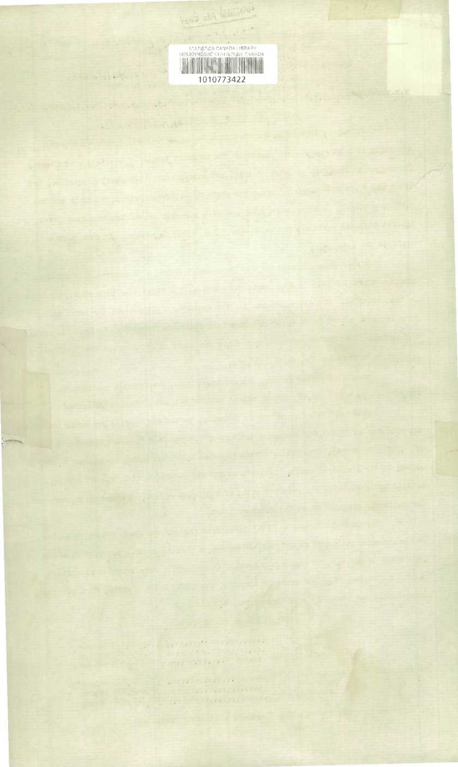STATISTICS CANADA LIBRARY
BIBLIOTHÈQUE STATISTIQUE CANADA

1010773422